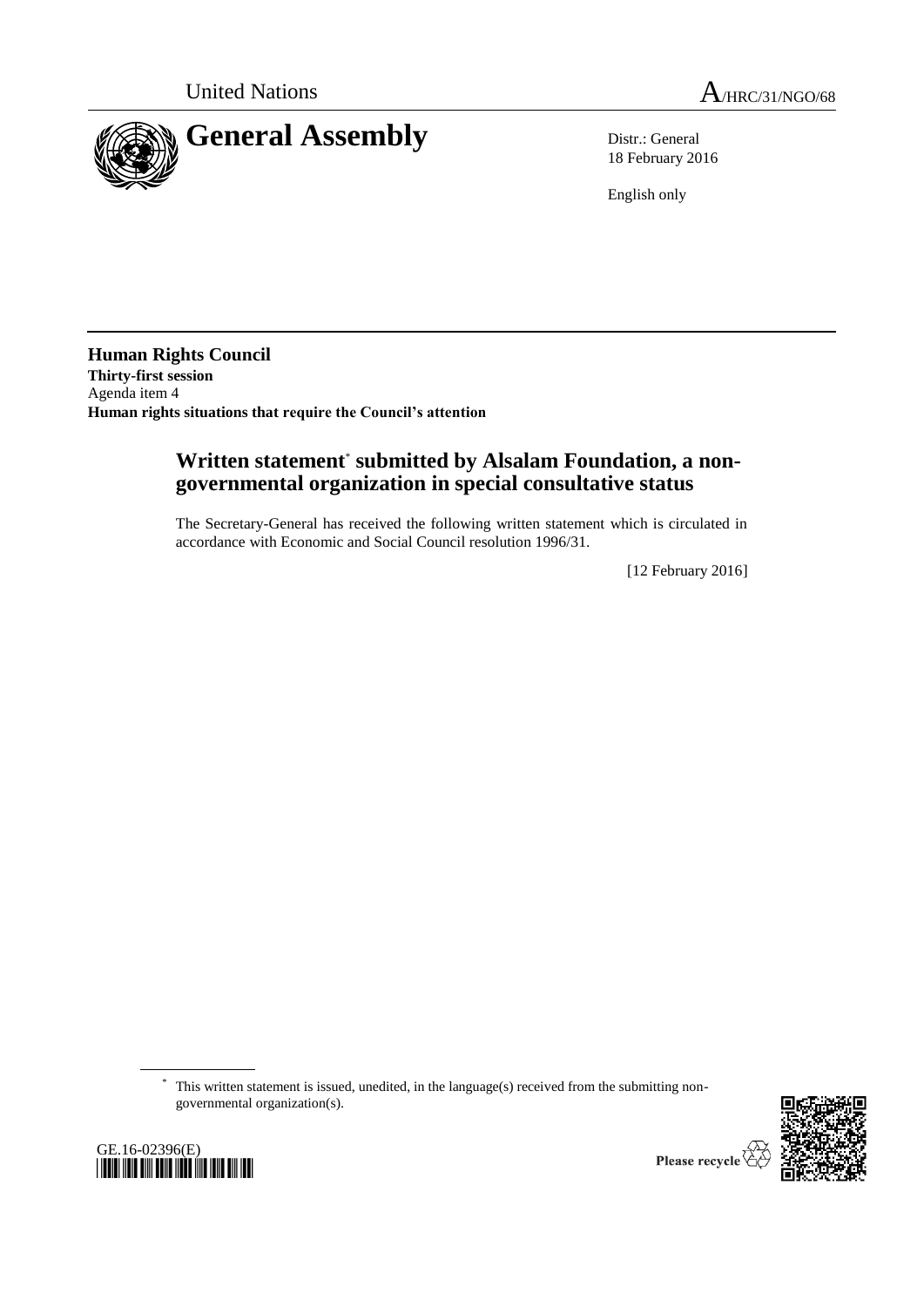United Nations

A/HRC/31/NGO/68

# General Assembly

Distr.: General
18 February 2016

English only

**Human Rights Council**
**Thirty-first session**
Agenda item 4
**Human rights situations that require the Council's attention**

## Written statement* submitted by Alsalam Foundation, a non-governmental organization in special consultative status

The Secretary-General has received the following written statement which is circulated in accordance with Economic and Social Council resolution 1996/31.

[12 February 2016]

\* This written statement is issued, unedited, in the language(s) received from the submitting non-governmental organization(s).

GE.16-02396(E)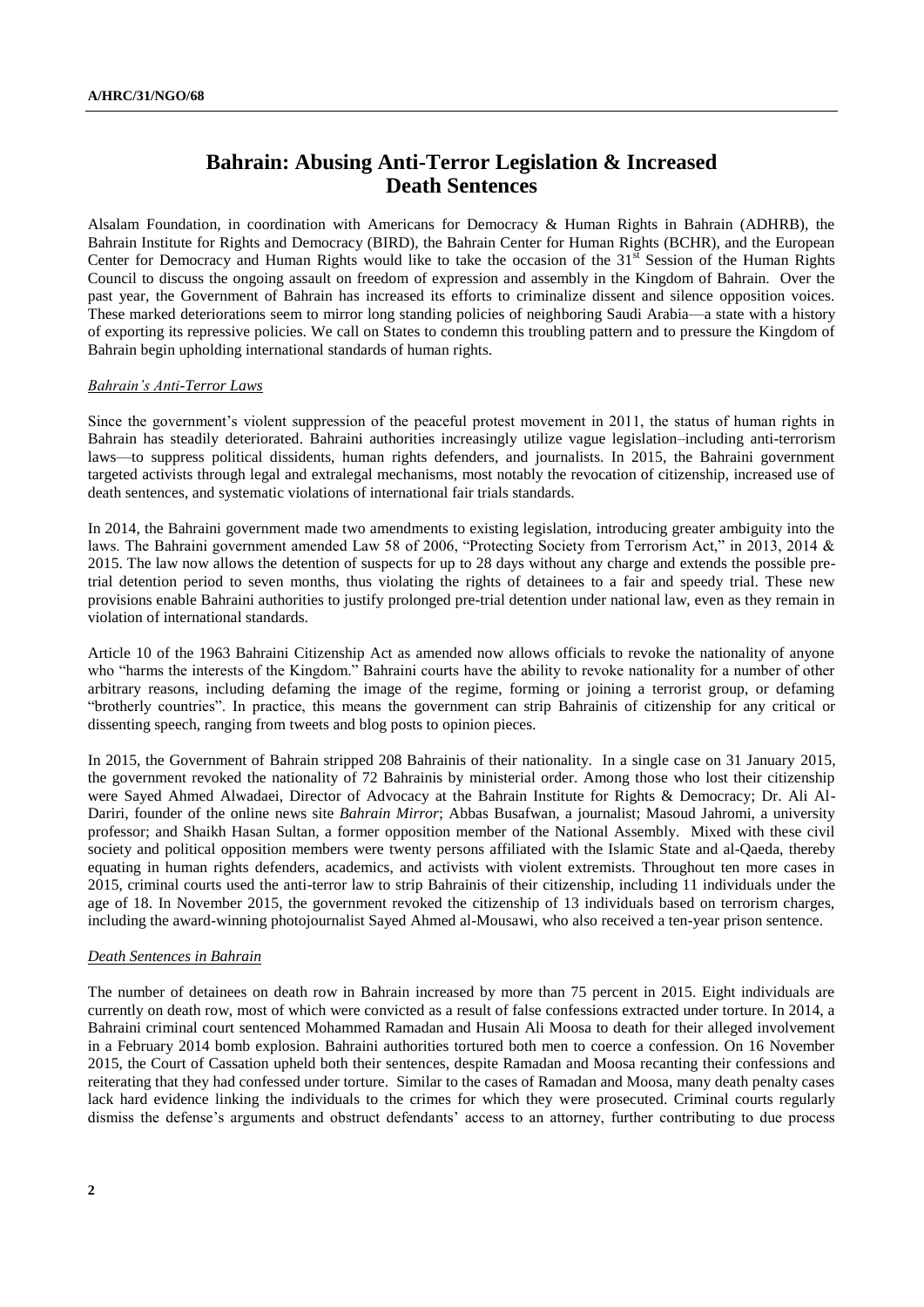# Bahrain: Abusing Anti-Terror Legislation & Increased Death Sentences

Alsalam Foundation, in coordination with Americans for Democracy & Human Rights in Bahrain (ADHRB), the Bahrain Institute for Rights and Democracy (BIRD), the Bahrain Center for Human Rights (BCHR), and the European Center for Democracy and Human Rights would like to take the occasion of the 31st Session of the Human Rights Council to discuss the ongoing assault on freedom of expression and assembly in the Kingdom of Bahrain. Over the past year, the Government of Bahrain has increased its efforts to criminalize dissent and silence opposition voices. These marked deteriorations seem to mirror long standing policies of neighboring Saudi Arabia—a state with a history of exporting its repressive policies. We call on States to condemn this troubling pattern and to pressure the Kingdom of Bahrain begin upholding international standards of human rights.

*Bahrain's Anti-Terror Laws*

Since the government's violent suppression of the peaceful protest movement in 2011, the status of human rights in Bahrain has steadily deteriorated. Bahraini authorities increasingly utilize vague legislation–including anti-terrorism laws—to suppress political dissidents, human rights defenders, and journalists. In 2015, the Bahraini government targeted activists through legal and extralegal mechanisms, most notably the revocation of citizenship, increased use of death sentences, and systematic violations of international fair trials standards.

In 2014, the Bahraini government made two amendments to existing legislation, introducing greater ambiguity into the laws. The Bahraini government amended Law 58 of 2006, "Protecting Society from Terrorism Act," in 2013, 2014 & 2015. The law now allows the detention of suspects for up to 28 days without any charge and extends the possible pre-trial detention period to seven months, thus violating the rights of detainees to a fair and speedy trial. These new provisions enable Bahraini authorities to justify prolonged pre-trial detention under national law, even as they remain in violation of international standards.

Article 10 of the 1963 Bahraini Citizenship Act as amended now allows officials to revoke the nationality of anyone who "harms the interests of the Kingdom." Bahraini courts have the ability to revoke nationality for a number of other arbitrary reasons, including defaming the image of the regime, forming or joining a terrorist group, or defaming "brotherly countries". In practice, this means the government can strip Bahrainis of citizenship for any critical or dissenting speech, ranging from tweets and blog posts to opinion pieces.

In 2015, the Government of Bahrain stripped 208 Bahrainis of their nationality. In a single case on 31 January 2015, the government revoked the nationality of 72 Bahrainis by ministerial order. Among those who lost their citizenship were Sayed Ahmed Alwadaei, Director of Advocacy at the Bahrain Institute for Rights & Democracy; Dr. Ali Al-Dariri, founder of the online news site *Bahrain Mirror*; Abbas Busafwan, a journalist; Masoud Jahromi, a university professor; and Shaikh Hasan Sultan, a former opposition member of the National Assembly. Mixed with these civil society and political opposition members were twenty persons affiliated with the Islamic State and al-Qaeda, thereby equating in human rights defenders, academics, and activists with violent extremists. Throughout ten more cases in 2015, criminal courts used the anti-terror law to strip Bahrainis of their citizenship, including 11 individuals under the age of 18. In November 2015, the government revoked the citizenship of 13 individuals based on terrorism charges, including the award-winning photojournalist Sayed Ahmed al-Mousawi, who also received a ten-year prison sentence.

*Death Sentences in Bahrain*

The number of detainees on death row in Bahrain increased by more than 75 percent in 2015. Eight individuals are currently on death row, most of which were convicted as a result of false confessions extracted under torture. In 2014, a Bahraini criminal court sentenced Mohammed Ramadan and Husain Ali Moosa to death for their alleged involvement in a February 2014 bomb explosion. Bahraini authorities tortured both men to coerce a confession. On 16 November 2015, the Court of Cassation upheld both their sentences, despite Ramadan and Moosa recanting their confessions and reiterating that they had confessed under torture. Similar to the cases of Ramadan and Moosa, many death penalty cases lack hard evidence linking the individuals to the crimes for which they were prosecuted. Criminal courts regularly dismiss the defense's arguments and obstruct defendants' access to an attorney, further contributing to due process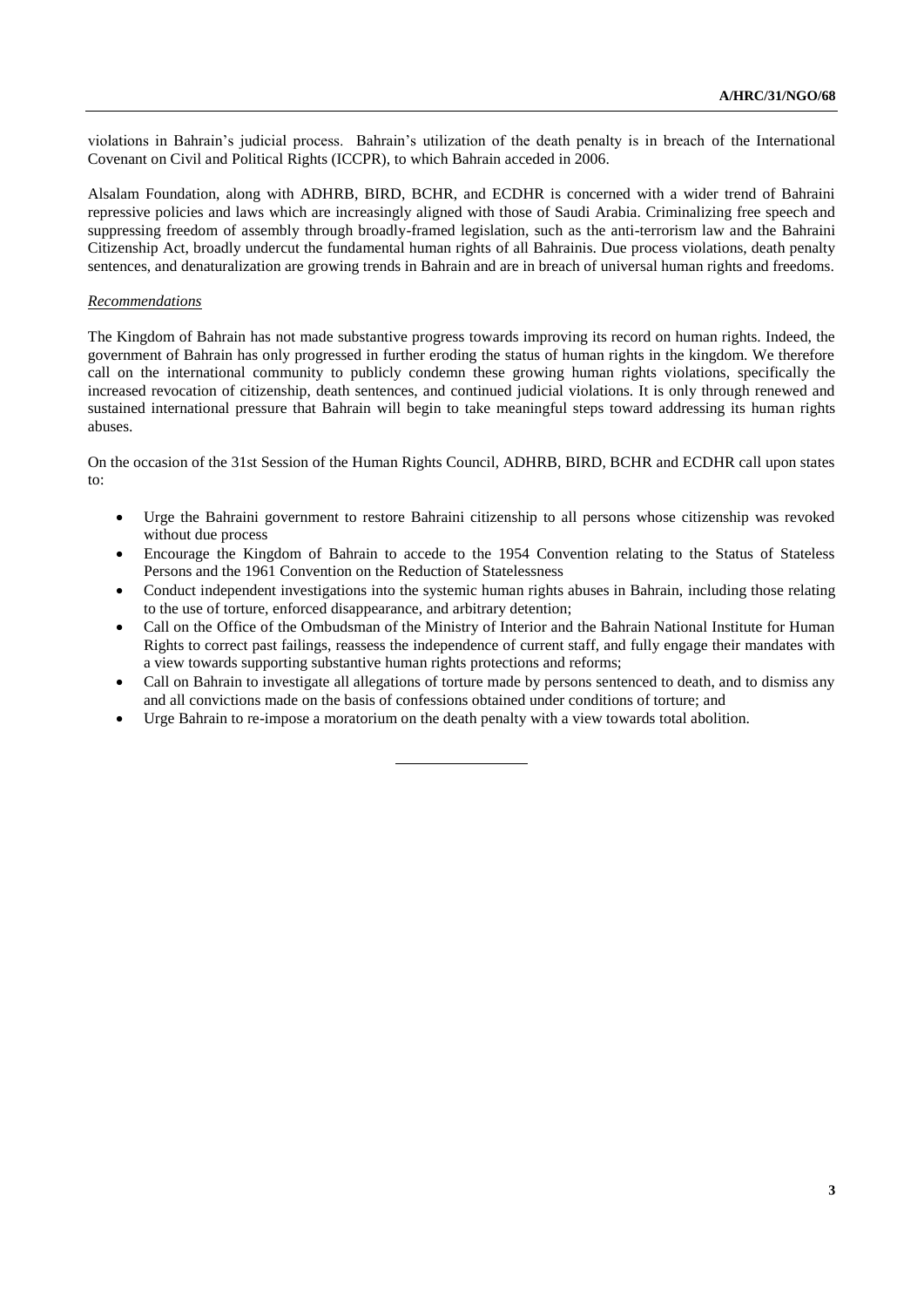violations in Bahrain's judicial process. Bahrain's utilization of the death penalty is in breach of the International Covenant on Civil and Political Rights (ICCPR), to which Bahrain acceded in 2006.

Alsalam Foundation, along with ADHRB, BIRD, BCHR, and ECDHR is concerned with a wider trend of Bahraini repressive policies and laws which are increasingly aligned with those of Saudi Arabia. Criminalizing free speech and suppressing freedom of assembly through broadly-framed legislation, such as the anti-terrorism law and the Bahraini Citizenship Act, broadly undercut the fundamental human rights of all Bahrainis. Due process violations, death penalty sentences, and denaturalization are growing trends in Bahrain and are in breach of universal human rights and freedoms.

*Recommendations*

The Kingdom of Bahrain has not made substantive progress towards improving its record on human rights. Indeed, the government of Bahrain has only progressed in further eroding the status of human rights in the kingdom. We therefore call on the international community to publicly condemn these growing human rights violations, specifically the increased revocation of citizenship, death sentences, and continued judicial violations. It is only through renewed and sustained international pressure that Bahrain will begin to take meaningful steps toward addressing its human rights abuses.

On the occasion of the 31st Session of the Human Rights Council, ADHRB, BIRD, BCHR and ECDHR call upon states to:

- Urge the Bahraini government to restore Bahraini citizenship to all persons whose citizenship was revoked without due process
- Encourage the Kingdom of Bahrain to accede to the 1954 Convention relating to the Status of Stateless Persons and the 1961 Convention on the Reduction of Statelessness
- Conduct independent investigations into the systemic human rights abuses in Bahrain, including those relating to the use of torture, enforced disappearance, and arbitrary detention;
- Call on the Office of the Ombudsman of the Ministry of Interior and the Bahrain National Institute for Human Rights to correct past failings, reassess the independence of current staff, and fully engage their mandates with a view towards supporting substantive human rights protections and reforms;
- Call on Bahrain to investigate all allegations of torture made by persons sentenced to death, and to dismiss any and all convictions made on the basis of confessions obtained under conditions of torture; and
- Urge Bahrain to re-impose a moratorium on the death penalty with a view towards total abolition.